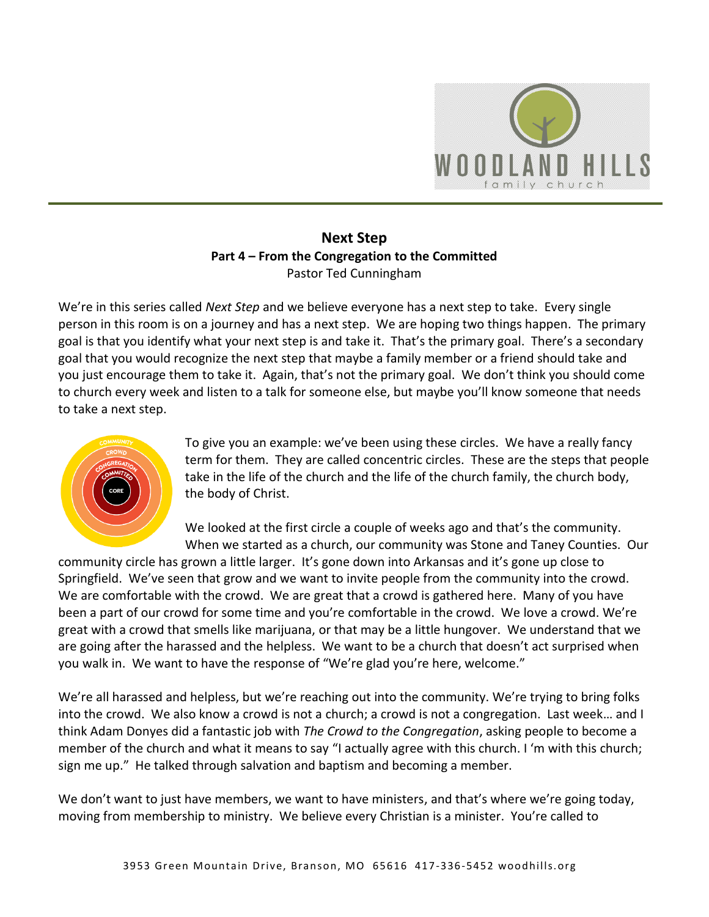# Next Step

## Part 4 – From the Congregation to the Committed

Pastor Ted Cunningham

We're in this series called *Next Step* and we believe everyone has a next step to take. Every single person in this room is on a journey and has a next step. We are hoping two things happen. The primary goal is that you identify what your next step is and take it. That's the primary goal. There's a secondary goal that you would recognize the next step that maybe a family member or a friend should take and you just encourage them to take it. Again, that's not the primary goal. We don't think you should come to church every week and listen to a talk for someone else, but maybe you'll know someone that needs to take a next step.

To give you an example: we've been using these circles. We have a really fancy term for them. They are called concentric circles. These are the steps that people take in the life of the church and the life of the church family, the church body, the body of Christ.

We looked at the first circle a couple of weeks ago and that's the community. When we started as a church, our community was Stone and Taney Counties. Our community circle has grown a little larger. It's gone down into Arkansas and it's gone up close to Springfield. We've seen that grow and we want to invite people from the community into the crowd. We are comfortable with the crowd. We are great that a crowd is gathered here. Many of you have been a part of our crowd for some time and you're comfortable in the crowd. We love a crowd. We're great with a crowd that smells like marijuana, or that may be a little hungover. We understand that we are going after the harassed and the helpless. We want to be a church that doesn't act surprised when you walk in. We want to have the response of "We're glad you're here, welcome."

We're all harassed and helpless, but we're reaching out into the community. We're trying to bring folks into the crowd. We also know a crowd is not a church; a crowd is not a congregation. Last week… and I think Adam Donyes did a fantastic job with *The Crowd to the Congregation*, asking people to become a member of the church and what it means to say "I actually agree with this church. I 'm with this church; sign me up." He talked through salvation and baptism and becoming a member.

We don't want to just have members, we want to have ministers, and that's where we're going today, moving from membership to ministry. We believe every Christian is a minister. You're called to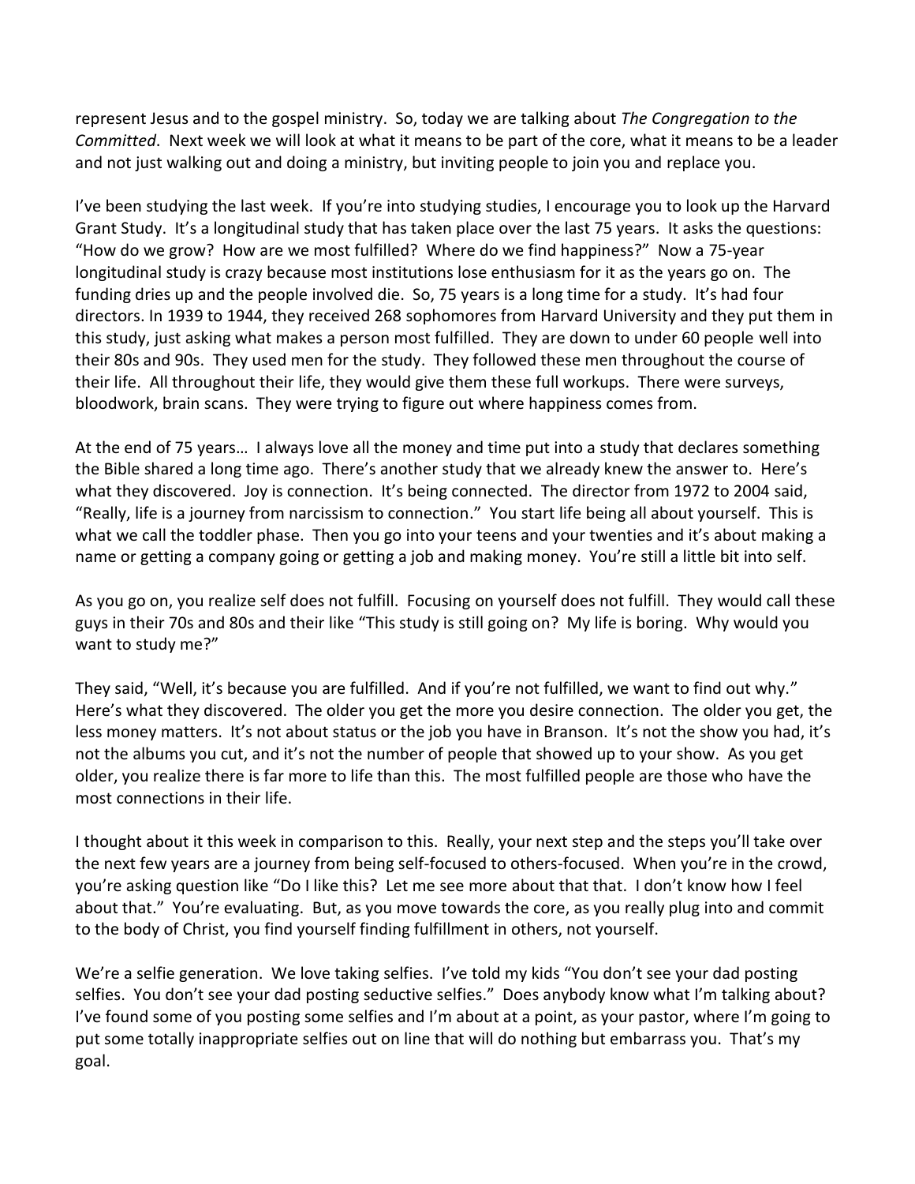represent Jesus and to the gospel ministry. So, today we are talking about *The Congregation to the Committed*. Next week we will look at what it means to be part of the core, what it means to be a leader and not just walking out and doing a ministry, but inviting people to join you and replace you.

I've been studying the last week. If you're into studying studies, I encourage you to look up the Harvard Grant Study. It's a longitudinal study that has taken place over the last 75 years. It asks the questions: "How do we grow? How are we most fulfilled? Where do we find happiness?" Now a 75-year longitudinal study is crazy because most institutions lose enthusiasm for it as the years go on. The funding dries up and the people involved die. So, 75 years is a long time for a study. It's had four directors. In 1939 to 1944, they received 268 sophomores from Harvard University and they put them in this study, just asking what makes a person most fulfilled. They are down to under 60 people well into their 80s and 90s. They used men for the study. They followed these men throughout the course of their life. All throughout their life, they would give them these full workups. There were surveys, bloodwork, brain scans. They were trying to figure out where happiness comes from.

At the end of 75 years… I always love all the money and time put into a study that declares something the Bible shared a long time ago. There's another study that we already knew the answer to. Here's what they discovered. Joy is connection. It's being connected. The director from 1972 to 2004 said, "Really, life is a journey from narcissism to connection." You start life being all about yourself. This is what we call the toddler phase. Then you go into your teens and your twenties and it's about making a name or getting a company going or getting a job and making money. You're still a little bit into self.

As you go on, you realize self does not fulfill. Focusing on yourself does not fulfill. They would call these guys in their 70s and 80s and their like "This study is still going on? My life is boring. Why would you want to study me?"

They said, "Well, it's because you are fulfilled. And if you're not fulfilled, we want to find out why." Here's what they discovered. The older you get the more you desire connection. The older you get, the less money matters. It's not about status or the job you have in Branson. It's not the show you had, it's not the albums you cut, and it's not the number of people that showed up to your show. As you get older, you realize there is far more to life than this. The most fulfilled people are those who have the most connections in their life.

I thought about it this week in comparison to this. Really, your next step and the steps you'll take over the next few years are a journey from being self-focused to others-focused. When you're in the crowd, you're asking question like "Do I like this? Let me see more about that that. I don't know how I feel about that." You're evaluating. But, as you move towards the core, as you really plug into and commit to the body of Christ, you find yourself finding fulfillment in others, not yourself.

We're a selfie generation. We love taking selfies. I've told my kids "You don't see your dad posting selfies. You don't see your dad posting seductive selfies." Does anybody know what I'm talking about? I've found some of you posting some selfies and I'm about at a point, as your pastor, where I'm going to put some totally inappropriate selfies out on line that will do nothing but embarrass you. That's my goal.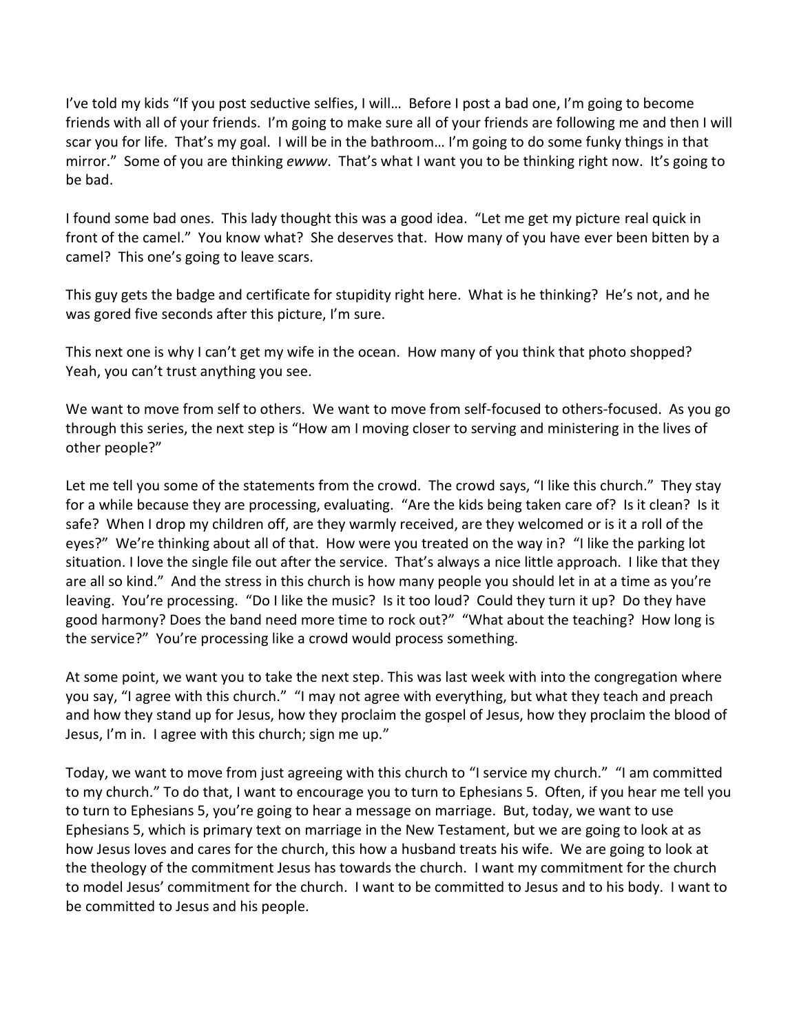I've told my kids "If you post seductive selfies, I will… Before I post a bad one, I'm going to become friends with all of your friends. I'm going to make sure all of your friends are following me and then I will scar you for life. That's my goal. I will be in the bathroom… I'm going to do some funky things in that mirror." Some of you are thinking *ewww*. That's what I want you to be thinking right now. It's going to be bad.

I found some bad ones. This lady thought this was a good idea. "Let me get my picture real quick in front of the camel." You know what? She deserves that. How many of you have ever been bitten by a camel? This one's going to leave scars.

This guy gets the badge and certificate for stupidity right here. What is he thinking? He's not, and he was gored five seconds after this picture, I'm sure.

This next one is why I can't get my wife in the ocean. How many of you think that photo shopped? Yeah, you can't trust anything you see.

We want to move from self to others. We want to move from self-focused to others-focused. As you go through this series, the next step is "How am I moving closer to serving and ministering in the lives of other people?"

Let me tell you some of the statements from the crowd. The crowd says, "I like this church." They stay for a while because they are processing, evaluating. "Are the kids being taken care of? Is it clean? Is it safe? When I drop my children off, are they warmly received, are they welcomed or is it a roll of the eyes?" We're thinking about all of that. How were you treated on the way in? "I like the parking lot situation. I love the single file out after the service. That's always a nice little approach. I like that they are all so kind." And the stress in this church is how many people you should let in at a time as you're leaving. You're processing. "Do I like the music? Is it too loud? Could they turn it up? Do they have good harmony? Does the band need more time to rock out?" "What about the teaching? How long is the service?" You're processing like a crowd would process something.

At some point, we want you to take the next step. This was last week with into the congregation where you say, "I agree with this church." "I may not agree with everything, but what they teach and preach and how they stand up for Jesus, how they proclaim the gospel of Jesus, how they proclaim the blood of Jesus, I'm in. I agree with this church; sign me up."

Today, we want to move from just agreeing with this church to "I service my church." "I am committed to my church." To do that, I want to encourage you to turn to Ephesians 5. Often, if you hear me tell you to turn to Ephesians 5, you're going to hear a message on marriage. But, today, we want to use Ephesians 5, which is primary text on marriage in the New Testament, but we are going to look at as how Jesus loves and cares for the church, this how a husband treats his wife. We are going to look at the theology of the commitment Jesus has towards the church. I want my commitment for the church to model Jesus' commitment for the church. I want to be committed to Jesus and to his body. I want to be committed to Jesus and his people.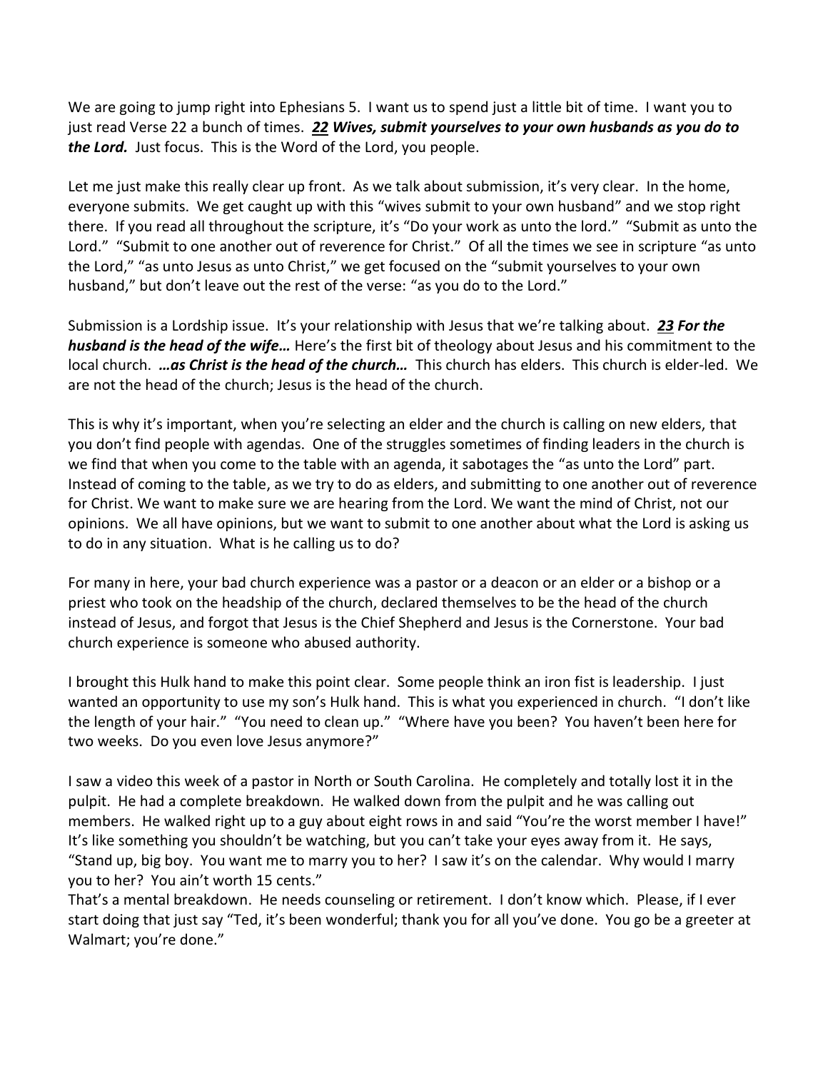We are going to jump right into Ephesians 5. I want us to spend just a little bit of time. I want you to just read Verse 22 a bunch of times. ***22 Wives, submit yourselves to your own husbands as you do to the Lord.*** Just focus. This is the Word of the Lord, you people.

Let me just make this really clear up front. As we talk about submission, it's very clear. In the home, everyone submits. We get caught up with this "wives submit to your own husband" and we stop right there. If you read all throughout the scripture, it's "Do your work as unto the lord." "Submit as unto the Lord." "Submit to one another out of reverence for Christ." Of all the times we see in scripture "as unto the Lord," "as unto Jesus as unto Christ," we get focused on the "submit yourselves to your own husband," but don't leave out the rest of the verse: "as you do to the Lord."

Submission is a Lordship issue. It's your relationship with Jesus that we're talking about. ***23 For the husband is the head of the wife…*** Here's the first bit of theology about Jesus and his commitment to the local church. ***…as Christ is the head of the church…*** This church has elders. This church is elder-led. We are not the head of the church; Jesus is the head of the church.

This is why it's important, when you're selecting an elder and the church is calling on new elders, that you don't find people with agendas. One of the struggles sometimes of finding leaders in the church is we find that when you come to the table with an agenda, it sabotages the "as unto the Lord" part. Instead of coming to the table, as we try to do as elders, and submitting to one another out of reverence for Christ. We want to make sure we are hearing from the Lord. We want the mind of Christ, not our opinions. We all have opinions, but we want to submit to one another about what the Lord is asking us to do in any situation. What is he calling us to do?

For many in here, your bad church experience was a pastor or a deacon or an elder or a bishop or a priest who took on the headship of the church, declared themselves to be the head of the church instead of Jesus, and forgot that Jesus is the Chief Shepherd and Jesus is the Cornerstone. Your bad church experience is someone who abused authority.

I brought this Hulk hand to make this point clear. Some people think an iron fist is leadership. I just wanted an opportunity to use my son's Hulk hand. This is what you experienced in church. "I don't like the length of your hair." "You need to clean up." "Where have you been? You haven't been here for two weeks. Do you even love Jesus anymore?"

I saw a video this week of a pastor in North or South Carolina. He completely and totally lost it in the pulpit. He had a complete breakdown. He walked down from the pulpit and he was calling out members. He walked right up to a guy about eight rows in and said "You're the worst member I have!" It's like something you shouldn't be watching, but you can't take your eyes away from it. He says, "Stand up, big boy. You want me to marry you to her? I saw it's on the calendar. Why would I marry you to her? You ain't worth 15 cents."
That's a mental breakdown. He needs counseling or retirement. I don't know which. Please, if I ever start doing that just say "Ted, it's been wonderful; thank you for all you've done. You go be a greeter at Walmart; you're done."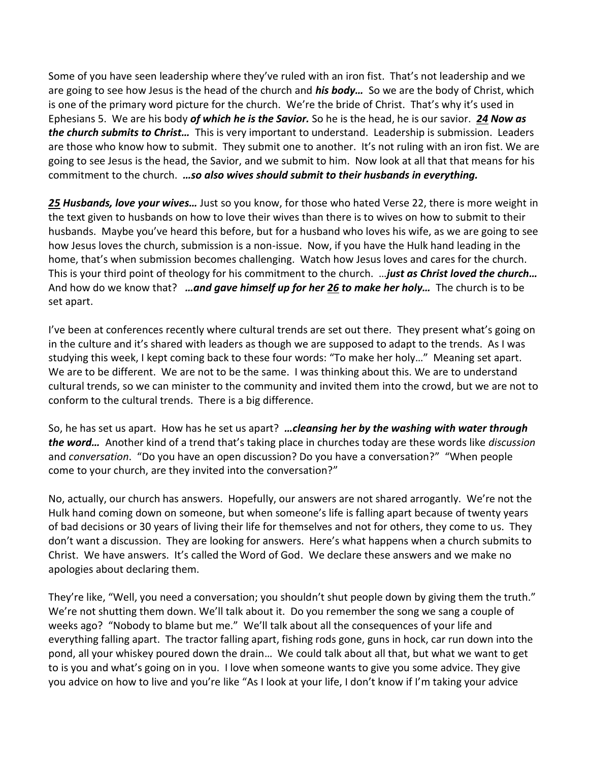Some of you have seen leadership where they've ruled with an iron fist. That's not leadership and we are going to see how Jesus is the head of the church and ***his body…*** So we are the body of Christ, which is one of the primary word picture for the church. We're the bride of Christ. That's why it's used in Ephesians 5. We are his body ***of which he is the Savior.*** So he is the head, he is our savior. ***__24__ Now as the church submits to Christ…*** This is very important to understand. Leadership is submission. Leaders are those who know how to submit. They submit one to another. It's not ruling with an iron fist. We are going to see Jesus is the head, the Savior, and we submit to him. Now look at all that that means for his commitment to the church. ***…so also wives should submit to their husbands in everything.***

***__25__ Husbands, love your wives…*** Just so you know, for those who hated Verse 22, there is more weight in the text given to husbands on how to love their wives than there is to wives on how to submit to their husbands. Maybe you've heard this before, but for a husband who loves his wife, as we are going to see how Jesus loves the church, submission is a non-issue. Now, if you have the Hulk hand leading in the home, that's when submission becomes challenging. Watch how Jesus loves and cares for the church. This is your third point of theology for his commitment to the church. …***just as Christ loved the church…*** And how do we know that? ***…and gave himself up for her __26__ to make her holy…*** The church is to be set apart.

I've been at conferences recently where cultural trends are set out there. They present what's going on in the culture and it's shared with leaders as though we are supposed to adapt to the trends. As I was studying this week, I kept coming back to these four words: "To make her holy…" Meaning set apart. We are to be different. We are not to be the same. I was thinking about this. We are to understand cultural trends, so we can minister to the community and invited them into the crowd, but we are not to conform to the cultural trends. There is a big difference.

So, he has set us apart. How has he set us apart? ***…cleansing her by the washing with water through the word…*** Another kind of a trend that's taking place in churches today are these words like *discussion* and *conversation*. "Do you have an open discussion? Do you have a conversation?" "When people come to your church, are they invited into the conversation?"

No, actually, our church has answers. Hopefully, our answers are not shared arrogantly. We're not the Hulk hand coming down on someone, but when someone's life is falling apart because of twenty years of bad decisions or 30 years of living their life for themselves and not for others, they come to us. They don't want a discussion. They are looking for answers. Here's what happens when a church submits to Christ. We have answers. It's called the Word of God. We declare these answers and we make no apologies about declaring them.

They're like, "Well, you need a conversation; you shouldn't shut people down by giving them the truth." We're not shutting them down. We'll talk about it. Do you remember the song we sang a couple of weeks ago? "Nobody to blame but me." We'll talk about all the consequences of your life and everything falling apart. The tractor falling apart, fishing rods gone, guns in hock, car run down into the pond, all your whiskey poured down the drain… We could talk about all that, but what we want to get to is you and what's going on in you. I love when someone wants to give you some advice. They give you advice on how to live and you're like "As I look at your life, I don't know if I'm taking your advice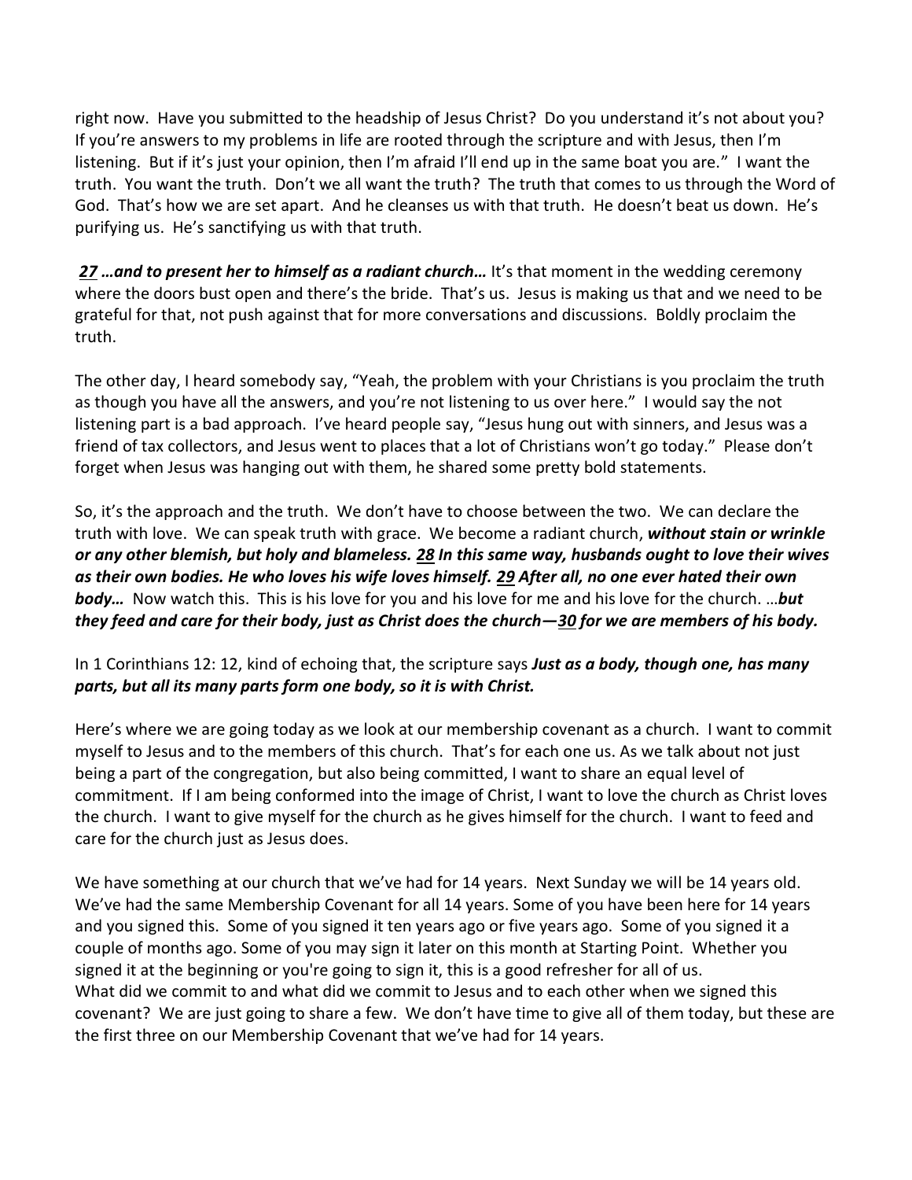right now. Have you submitted to the headship of Jesus Christ? Do you understand it's not about you? If you're answers to my problems in life are rooted through the scripture and with Jesus, then I'm listening. But if it's just your opinion, then I'm afraid I'll end up in the same boat you are." I want the truth. You want the truth. Don't we all want the truth? The truth that comes to us through the Word of God. That's how we are set apart. And he cleanses us with that truth. He doesn't beat us down. He's purifying us. He's sanctifying us with that truth.

***27** …and to present her to himself as a radiant church…* It's that moment in the wedding ceremony where the doors bust open and there's the bride. That's us. Jesus is making us that and we need to be grateful for that, not push against that for more conversations and discussions. Boldly proclaim the truth.

The other day, I heard somebody say, "Yeah, the problem with your Christians is you proclaim the truth as though you have all the answers, and you're not listening to us over here." I would say the not listening part is a bad approach. I've heard people say, "Jesus hung out with sinners, and Jesus was a friend of tax collectors, and Jesus went to places that a lot of Christians won't go today." Please don't forget when Jesus was hanging out with them, he shared some pretty bold statements.

So, it's the approach and the truth. We don't have to choose between the two. We can declare the truth with love. We can speak truth with grace. We become a radiant church, ***without stain or wrinkle or any other blemish, but holy and blameless. 28 In this same way, husbands ought to love their wives as their own bodies. He who loves his wife loves himself. 29 After all, no one ever hated their own body…*** Now watch this. This is his love for you and his love for me and his love for the church. …***but they feed and care for their body, just as Christ does the church—30 for we are members of his body.***

In 1 Corinthians 12: 12, kind of echoing that, the scripture says ***Just as a body, though one, has many parts, but all its many parts form one body, so it is with Christ.***

Here's where we are going today as we look at our membership covenant as a church. I want to commit myself to Jesus and to the members of this church. That's for each one us. As we talk about not just being a part of the congregation, but also being committed, I want to share an equal level of commitment. If I am being conformed into the image of Christ, I want to love the church as Christ loves the church. I want to give myself for the church as he gives himself for the church. I want to feed and care for the church just as Jesus does.

We have something at our church that we've had for 14 years. Next Sunday we will be 14 years old. We've had the same Membership Covenant for all 14 years. Some of you have been here for 14 years and you signed this. Some of you signed it ten years ago or five years ago. Some of you signed it a couple of months ago. Some of you may sign it later on this month at Starting Point. Whether you signed it at the beginning or you're going to sign it, this is a good refresher for all of us. What did we commit to and what did we commit to Jesus and to each other when we signed this covenant? We are just going to share a few. We don't have time to give all of them today, but these are the first three on our Membership Covenant that we've had for 14 years.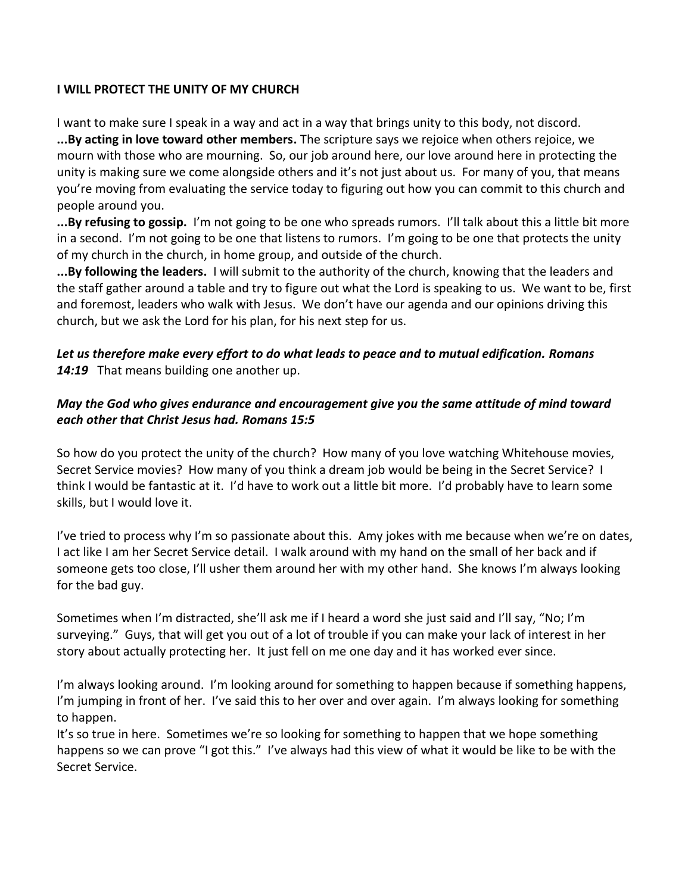**I WILL PROTECT THE UNITY OF MY CHURCH**

I want to make sure I speak in a way and act in a way that brings unity to this body, not discord.

**...By acting in love toward other members.** The scripture says we rejoice when others rejoice, we mourn with those who are mourning. So, our job around here, our love around here in protecting the unity is making sure we come alongside others and it's not just about us. For many of you, that means you're moving from evaluating the service today to figuring out how you can commit to this church and people around you.

**...By refusing to gossip.** I'm not going to be one who spreads rumors. I'll talk about this a little bit more in a second. I'm not going to be one that listens to rumors. I'm going to be one that protects the unity of my church in the church, in home group, and outside of the church.

**...By following the leaders.** I will submit to the authority of the church, knowing that the leaders and the staff gather around a table and try to figure out what the Lord is speaking to us. We want to be, first and foremost, leaders who walk with Jesus. We don't have our agenda and our opinions driving this church, but we ask the Lord for his plan, for his next step for us.

***Let us therefore make every effort to do what leads to peace and to mutual edification. Romans 14:19*** That means building one another up.

***May the God who gives endurance and encouragement give you the same attitude of mind toward each other that Christ Jesus had. Romans 15:5***

So how do you protect the unity of the church? How many of you love watching Whitehouse movies, Secret Service movies? How many of you think a dream job would be being in the Secret Service? I think I would be fantastic at it. I'd have to work out a little bit more. I'd probably have to learn some skills, but I would love it.

I've tried to process why I'm so passionate about this. Amy jokes with me because when we're on dates, I act like I am her Secret Service detail. I walk around with my hand on the small of her back and if someone gets too close, I'll usher them around her with my other hand. She knows I'm always looking for the bad guy.

Sometimes when I'm distracted, she'll ask me if I heard a word she just said and I'll say, "No; I'm surveying." Guys, that will get you out of a lot of trouble if you can make your lack of interest in her story about actually protecting her. It just fell on me one day and it has worked ever since.

I'm always looking around. I'm looking around for something to happen because if something happens, I'm jumping in front of her. I've said this to her over and over again. I'm always looking for something to happen.

It's so true in here. Sometimes we're so looking for something to happen that we hope something happens so we can prove "I got this." I've always had this view of what it would be like to be with the Secret Service.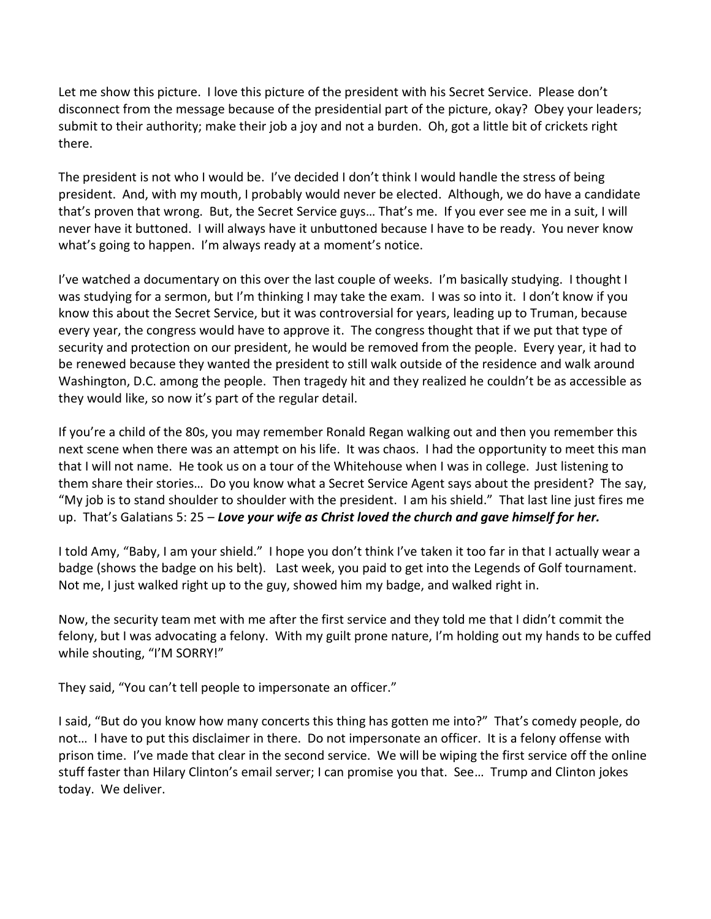Let me show this picture. I love this picture of the president with his Secret Service. Please don't disconnect from the message because of the presidential part of the picture, okay? Obey your leaders; submit to their authority; make their job a joy and not a burden. Oh, got a little bit of crickets right there.

The president is not who I would be. I've decided I don't think I would handle the stress of being president. And, with my mouth, I probably would never be elected. Although, we do have a candidate that's proven that wrong. But, the Secret Service guys… That's me. If you ever see me in a suit, I will never have it buttoned. I will always have it unbuttoned because I have to be ready. You never know what's going to happen. I'm always ready at a moment's notice.

I've watched a documentary on this over the last couple of weeks. I'm basically studying. I thought I was studying for a sermon, but I'm thinking I may take the exam. I was so into it. I don't know if you know this about the Secret Service, but it was controversial for years, leading up to Truman, because every year, the congress would have to approve it. The congress thought that if we put that type of security and protection on our president, he would be removed from the people. Every year, it had to be renewed because they wanted the president to still walk outside of the residence and walk around Washington, D.C. among the people. Then tragedy hit and they realized he couldn't be as accessible as they would like, so now it's part of the regular detail.

If you're a child of the 80s, you may remember Ronald Regan walking out and then you remember this next scene when there was an attempt on his life. It was chaos. I had the opportunity to meet this man that I will not name. He took us on a tour of the Whitehouse when I was in college. Just listening to them share their stories… Do you know what a Secret Service Agent says about the president? The say, "My job is to stand shoulder to shoulder with the president. I am his shield." That last line just fires me up. That's Galatians 5: 25 – ***Love your wife as Christ loved the church and gave himself for her.***

I told Amy, "Baby, I am your shield." I hope you don't think I've taken it too far in that I actually wear a badge (shows the badge on his belt). Last week, you paid to get into the Legends of Golf tournament. Not me, I just walked right up to the guy, showed him my badge, and walked right in.

Now, the security team met with me after the first service and they told me that I didn't commit the felony, but I was advocating a felony. With my guilt prone nature, I'm holding out my hands to be cuffed while shouting, "I'M SORRY!"

They said, "You can't tell people to impersonate an officer."

I said, "But do you know how many concerts this thing has gotten me into?" That's comedy people, do not… I have to put this disclaimer in there. Do not impersonate an officer. It is a felony offense with prison time. I've made that clear in the second service. We will be wiping the first service off the online stuff faster than Hilary Clinton's email server; I can promise you that. See… Trump and Clinton jokes today. We deliver.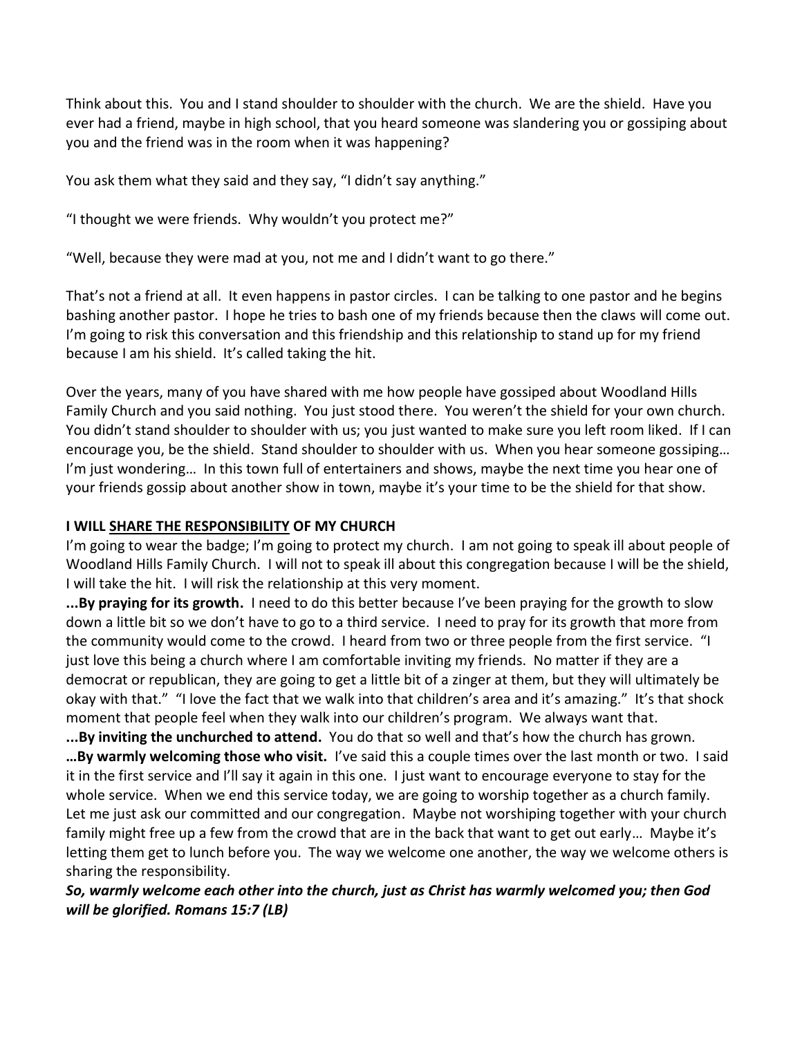Think about this. You and I stand shoulder to shoulder with the church. We are the shield. Have you ever had a friend, maybe in high school, that you heard someone was slandering you or gossiping about you and the friend was in the room when it was happening?

You ask them what they said and they say, "I didn't say anything."

"I thought we were friends. Why wouldn't you protect me?"

"Well, because they were mad at you, not me and I didn't want to go there."

That's not a friend at all. It even happens in pastor circles. I can be talking to one pastor and he begins bashing another pastor. I hope he tries to bash one of my friends because then the claws will come out. I'm going to risk this conversation and this friendship and this relationship to stand up for my friend because I am his shield. It's called taking the hit.

Over the years, many of you have shared with me how people have gossiped about Woodland Hills Family Church and you said nothing. You just stood there. You weren't the shield for your own church. You didn't stand shoulder to shoulder with us; you just wanted to make sure you left room liked. If I can encourage you, be the shield. Stand shoulder to shoulder with us. When you hear someone gossiping… I'm just wondering… In this town full of entertainers and shows, maybe the next time you hear one of your friends gossip about another show in town, maybe it's your time to be the shield for that show.

**I WILL <u>SHARE THE RESPONSIBILITY</u> OF MY CHURCH**

I'm going to wear the badge; I'm going to protect my church. I am not going to speak ill about people of Woodland Hills Family Church. I will not to speak ill about this congregation because I will be the shield, I will take the hit. I will risk the relationship at this very moment.

**...By praying for its growth.** I need to do this better because I've been praying for the growth to slow down a little bit so we don't have to go to a third service. I need to pray for its growth that more from the community would come to the crowd. I heard from two or three people from the first service. "I just love this being a church where I am comfortable inviting my friends. No matter if they are a democrat or republican, they are going to get a little bit of a zinger at them, but they will ultimately be okay with that." "I love the fact that we walk into that children's area and it's amazing." It's that shock moment that people feel when they walk into our children's program. We always want that.

**...By inviting the unchurched to attend.** You do that so well and that's how the church has grown.

**…By warmly welcoming those who visit.** I've said this a couple times over the last month or two. I said it in the first service and I'll say it again in this one. I just want to encourage everyone to stay for the whole service. When we end this service today, we are going to worship together as a church family. Let me just ask our committed and our congregation. Maybe not worshiping together with your church family might free up a few from the crowd that are in the back that want to get out early… Maybe it's letting them get to lunch before you. The way we welcome one another, the way we welcome others is sharing the responsibility.

***So, warmly welcome each other into the church, just as Christ has warmly welcomed you; then God will be glorified. Romans 15:7 (LB)***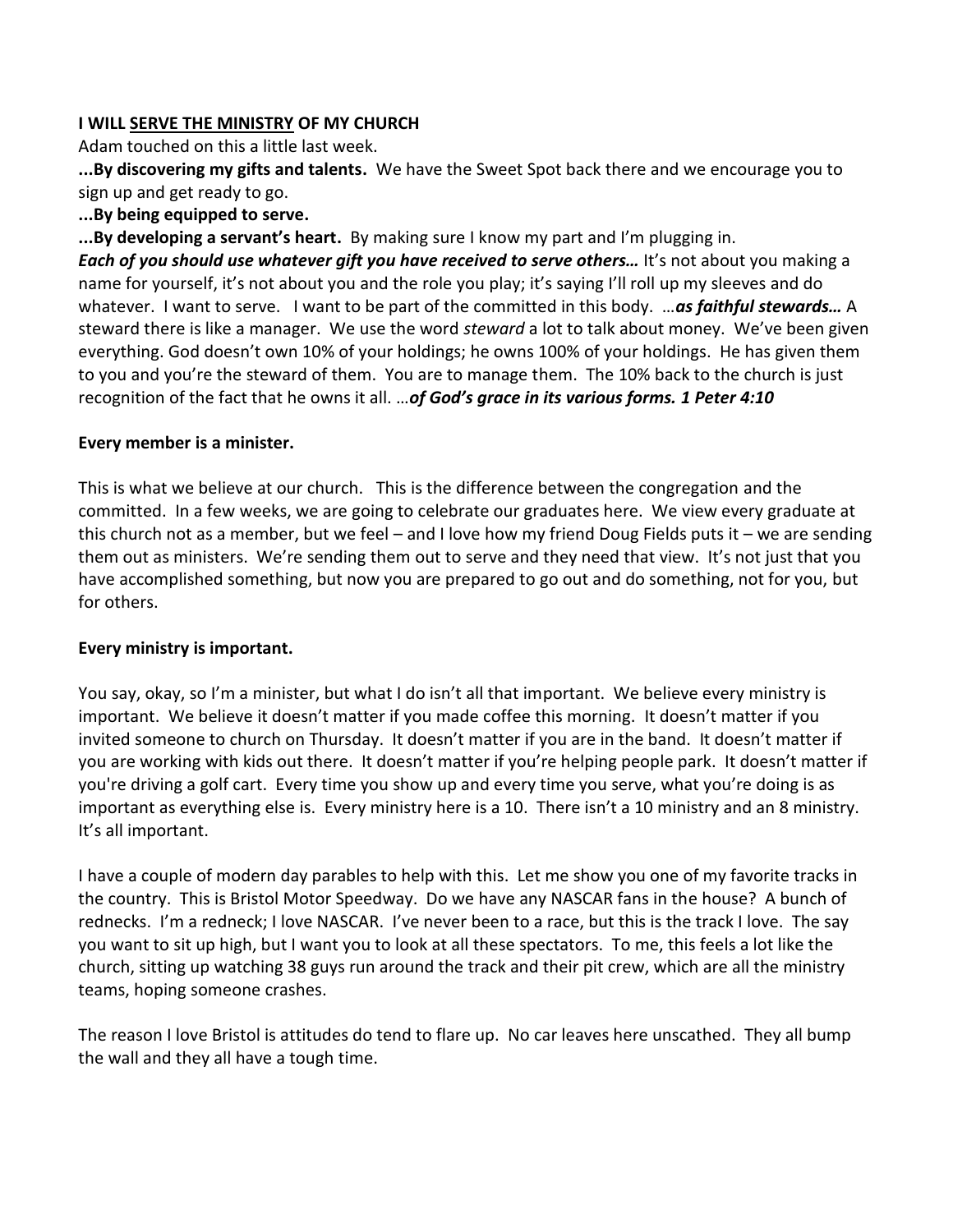**I WILL <u>SERVE THE MINISTRY</u> OF MY CHURCH**

Adam touched on this a little last week.

**...By discovering my gifts and talents.** We have the Sweet Spot back there and we encourage you to sign up and get ready to go.

**...By being equipped to serve.**

**...By developing a servant's heart.** By making sure I know my part and I'm plugging in.

***Each of you should use whatever gift you have received to serve others…*** It's not about you making a name for yourself, it's not about you and the role you play; it's saying I'll roll up my sleeves and do whatever. I want to serve. I want to be part of the committed in this body. …***as faithful stewards…*** A steward there is like a manager. We use the word *steward* a lot to talk about money. We've been given everything. God doesn't own 10% of your holdings; he owns 100% of your holdings. He has given them to you and you're the steward of them. You are to manage them. The 10% back to the church is just recognition of the fact that he owns it all. …***of God's grace in its various forms. 1 Peter 4:10***

**Every member is a minister.**

This is what we believe at our church. This is the difference between the congregation and the committed. In a few weeks, we are going to celebrate our graduates here. We view every graduate at this church not as a member, but we feel – and I love how my friend Doug Fields puts it – we are sending them out as ministers. We're sending them out to serve and they need that view. It's not just that you have accomplished something, but now you are prepared to go out and do something, not for you, but for others.

**Every ministry is important.**

You say, okay, so I'm a minister, but what I do isn't all that important. We believe every ministry is important. We believe it doesn't matter if you made coffee this morning. It doesn't matter if you invited someone to church on Thursday. It doesn't matter if you are in the band. It doesn't matter if you are working with kids out there. It doesn't matter if you're helping people park. It doesn't matter if you're driving a golf cart. Every time you show up and every time you serve, what you're doing is as important as everything else is. Every ministry here is a 10. There isn't a 10 ministry and an 8 ministry. It's all important.

I have a couple of modern day parables to help with this. Let me show you one of my favorite tracks in the country. This is Bristol Motor Speedway. Do we have any NASCAR fans in the house? A bunch of rednecks. I'm a redneck; I love NASCAR. I've never been to a race, but this is the track I love. The say you want to sit up high, but I want you to look at all these spectators. To me, this feels a lot like the church, sitting up watching 38 guys run around the track and their pit crew, which are all the ministry teams, hoping someone crashes.

The reason I love Bristol is attitudes do tend to flare up. No car leaves here unscathed. They all bump the wall and they all have a tough time.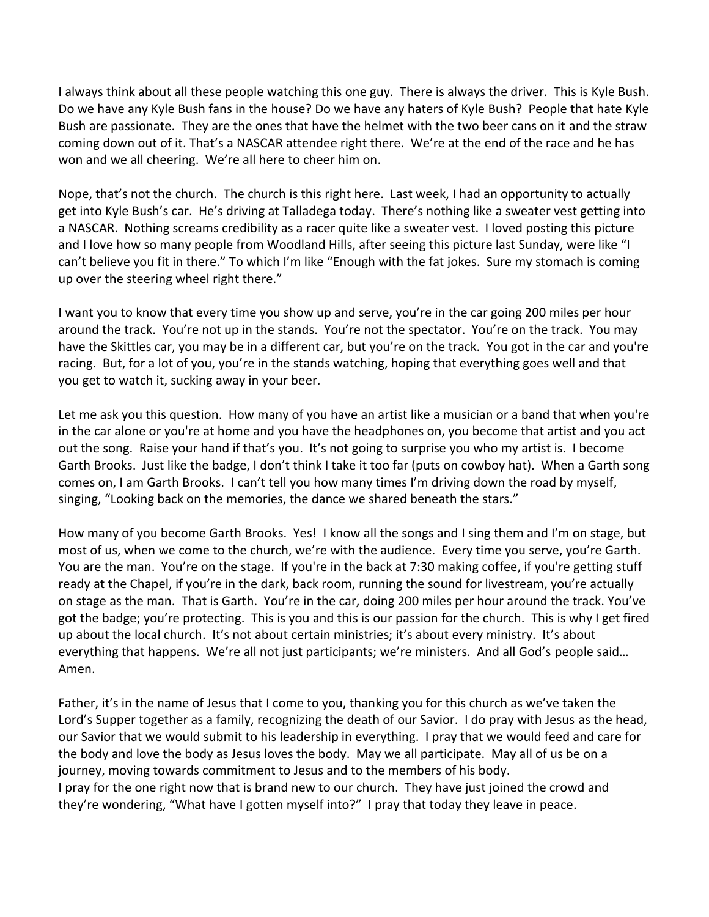I always think about all these people watching this one guy. There is always the driver. This is Kyle Bush. Do we have any Kyle Bush fans in the house? Do we have any haters of Kyle Bush? People that hate Kyle Bush are passionate. They are the ones that have the helmet with the two beer cans on it and the straw coming down out of it. That's a NASCAR attendee right there. We're at the end of the race and he has won and we all cheering. We're all here to cheer him on.

Nope, that's not the church. The church is this right here. Last week, I had an opportunity to actually get into Kyle Bush's car. He's driving at Talladega today. There's nothing like a sweater vest getting into a NASCAR. Nothing screams credibility as a racer quite like a sweater vest. I loved posting this picture and I love how so many people from Woodland Hills, after seeing this picture last Sunday, were like "I can't believe you fit in there." To which I'm like "Enough with the fat jokes. Sure my stomach is coming up over the steering wheel right there."

I want you to know that every time you show up and serve, you're in the car going 200 miles per hour around the track. You're not up in the stands. You're not the spectator. You're on the track. You may have the Skittles car, you may be in a different car, but you're on the track. You got in the car and you're racing. But, for a lot of you, you're in the stands watching, hoping that everything goes well and that you get to watch it, sucking away in your beer.

Let me ask you this question. How many of you have an artist like a musician or a band that when you're in the car alone or you're at home and you have the headphones on, you become that artist and you act out the song. Raise your hand if that's you. It's not going to surprise you who my artist is. I become Garth Brooks. Just like the badge, I don't think I take it too far (puts on cowboy hat). When a Garth song comes on, I am Garth Brooks. I can't tell you how many times I'm driving down the road by myself, singing, "Looking back on the memories, the dance we shared beneath the stars."

How many of you become Garth Brooks. Yes! I know all the songs and I sing them and I'm on stage, but most of us, when we come to the church, we're with the audience. Every time you serve, you're Garth. You are the man. You're on the stage. If you're in the back at 7:30 making coffee, if you're getting stuff ready at the Chapel, if you're in the dark, back room, running the sound for livestream, you're actually on stage as the man. That is Garth. You're in the car, doing 200 miles per hour around the track. You've got the badge; you're protecting. This is you and this is our passion for the church. This is why I get fired up about the local church. It's not about certain ministries; it's about every ministry. It's about everything that happens. We're all not just participants; we're ministers. And all God's people said… Amen.

Father, it's in the name of Jesus that I come to you, thanking you for this church as we've taken the Lord's Supper together as a family, recognizing the death of our Savior. I do pray with Jesus as the head, our Savior that we would submit to his leadership in everything. I pray that we would feed and care for the body and love the body as Jesus loves the body. May we all participate. May all of us be on a journey, moving towards commitment to Jesus and to the members of his body.
I pray for the one right now that is brand new to our church. They have just joined the crowd and they're wondering, "What have I gotten myself into?" I pray that today they leave in peace.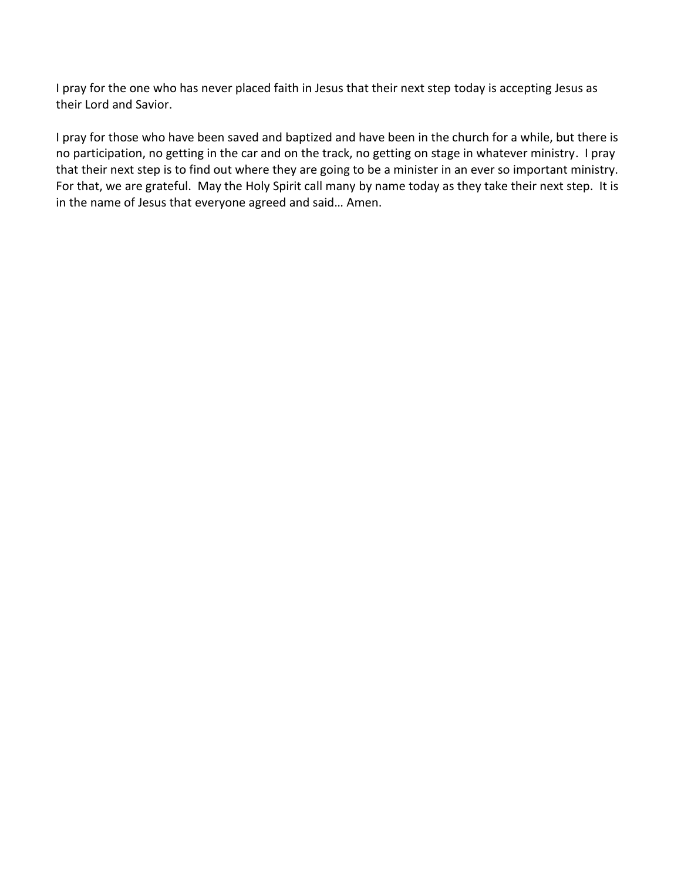I pray for the one who has never placed faith in Jesus that their next step today is accepting Jesus as their Lord and Savior.

I pray for those who have been saved and baptized and have been in the church for a while, but there is no participation, no getting in the car and on the track, no getting on stage in whatever ministry. I pray that their next step is to find out where they are going to be a minister in an ever so important ministry. For that, we are grateful. May the Holy Spirit call many by name today as they take their next step. It is in the name of Jesus that everyone agreed and said… Amen.